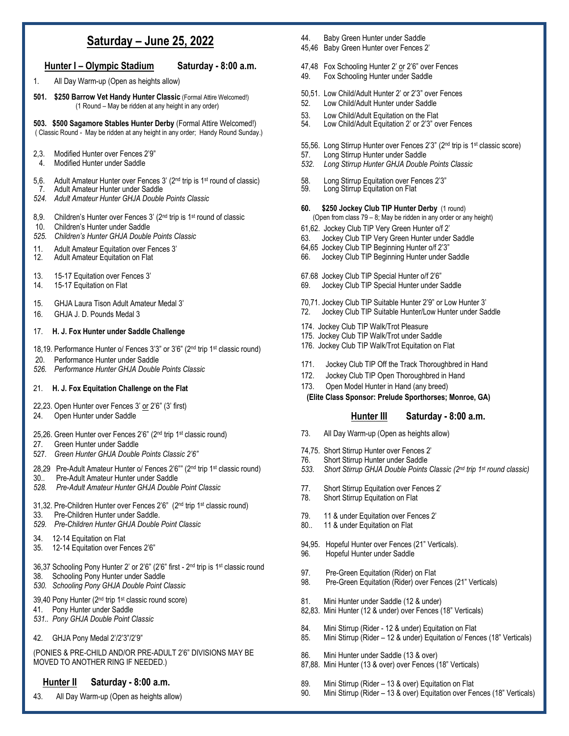# Saturday – June 25, 2022

## Hunter I – Olympic Stadium    Saturday - 8:00 a.m.

1. All Day Warm-up (Open as heights allow)

**501. $250 Barrow Vet Handy Hunter Classic** (Formal Attire Welcomed!)
(1 Round – May be ridden at any height in any order)

**503. $500 Sagamore Stables Hunter Derby** (Formal Attire Welcomed!)
( Classic Round - May be ridden at any height in any order; Handy Round Sunday.)

2,3. Modified Hunter over Fences 2'9"
4. Modified Hunter under Saddle

5,6. Adult Amateur Hunter over Fences 3' (2nd trip is 1st round of classic)
7. Adult Amateur Hunter under Saddle
*524. Adult Amateur Hunter GHJA Double Points Classic*

8,9. Children's Hunter over Fences 3' (2nd trip is 1st round of classic
10. Children's Hunter under Saddle
*525. Children's Hunter GHJA Double Points Classic*

11. Adult Amateur Equitation over Fences 3'
12. Adult Amateur Equitation on Flat

13. 15-17 Equitation over Fences 3'
14. 15-17 Equitation on Flat

15. GHJA Laura Tison Adult Amateur Medal 3'
16. GHJA J. D. Pounds Medal 3

17. **H. J. Fox Hunter under Saddle Challenge**

18,19. Performance Hunter o/ Fences 3'3" or 3'6" (2nd trip 1st classic round)
20. Performance Hunter under Saddle
*526. Performance Hunter GHJA Double Points Classic*

21. **H. J. Fox Equitation Challenge on the Flat**

22,23. Open Hunter over Fences 3' or 2'6" (3' first)
24. Open Hunter under Saddle

25,26. Green Hunter over Fences 2'6" (2nd trip 1st classic round)
27. Green Hunter under Saddle
*527. Green Hunter GHJA Double Points Classic 2'6"*

28,29 Pre-Adult Amateur Hunter o/ Fences 2'6"" (2nd trip 1st classic round)
30.. Pre-Adult Amateur Hunter under Saddle
*528. Pre-Adult Amateur Hunter GHJA Double Point Classic*

31,32. Pre-Children Hunter over Fences 2'6" (2nd trip 1st classic round)
33. Pre-Children Hunter under Saddle.
*529. Pre-Children Hunter GHJA Double Point Classic*

34. 12-14 Equitation on Flat
35. 12-14 Equitation over Fences 2'6"

36,37 Schooling Pony Hunter 2' or 2'6" (2'6" first - 2nd trip is 1st classic round
38. Schooling Pony Hunter under Saddle
*530. Schooling Pony GHJA Double Point Classic*

39,40 Pony Hunter (2nd trip 1st classic round score)
41. Pony Hunter under Saddle
*531.. Pony GHJA Double Point Classic*

42. GHJA Pony Medal 2'/2'3"/2'9"

(PONIES & PRE-CHILD AND/OR PRE-ADULT 2'6" DIVISIONS MAY BE MOVED TO ANOTHER RING IF NEEDED.)

## Hunter II    Saturday - 8:00 a.m.

43. All Day Warm-up (Open as heights allow)
44. Baby Green Hunter under Saddle
45,46 Baby Green Hunter over Fences 2'

47,48 Fox Schooling Hunter 2' or 2'6" over Fences
49. Fox Schooling Hunter under Saddle

50,51. Low Child/Adult Hunter 2' or 2'3" over Fences
52. Low Child/Adult Hunter under Saddle

53. Low Child/Adult Equitation on the Flat
54. Low Child/Adult Equitation 2' or 2'3" over Fences

55,56. Long Stirrup Hunter over Fences 2'3" (2nd trip is 1st classic score)
57. Long Stirrup Hunter under Saddle
*532. Long Stirrup Hunter GHJA Double Points Classic*

58. Long Stirrup Equitation over Fences 2'3"
59. Long Stirrup Equitation on Flat

**60. $250 Jockey Club TIP Hunter Derby** (1 round)
(Open from class 79 – 8; May be ridden in any order or any height)

61,62. Jockey Club TIP Very Green Hunter o/f 2'
63. Jockey Club TIP Very Green Hunter under Saddle
64,65 Jockey Club TIP Beginning Hunter o/f 2'3"
66. Jockey Club TIP Beginning Hunter under Saddle

67.68 Jockey Club TIP Special Hunter o/f 2'6"
69. Jockey Club TIP Special Hunter under Saddle

70,71. Jockey Club TIP Suitable Hunter 2'9" or Low Hunter 3'
72. Jockey Club TIP Suitable Hunter/Low Hunter under Saddle

174. Jockey Club TIP Walk/Trot Pleasure
175. Jockey Club TIP Walk/Trot under Saddle
176. Jockey Club TIP Walk/Trot Equitation on Flat

171. Jockey Club TIP Off the Track Thoroughbred in Hand
172. Jockey Club TIP Open Thoroughbred in Hand
173. Open Model Hunter in Hand (any breed)

**(Elite Class Sponsor: Prelude Sporthorses; Monroe, GA)**

## Hunter III    Saturday - 8:00 a.m.

73. All Day Warm-up (Open as heights allow)

74,75. Short Stirrup Hunter over Fences 2'
76. Short Stirrup Hunter under Saddle
*533. Short Stirrup GHJA Double Points Classic (2nd trip 1st round classic)*

77. Short Stirrup Equitation over Fences 2'
78. Short Stirrup Equitation on Flat

79. 11 & under Equitation over Fences 2'
80.. 11 & under Equitation on Flat

94,95. Hopeful Hunter over Fences (21" Verticals).
96. Hopeful Hunter under Saddle

97. Pre-Green Equitation (Rider) on Flat
98. Pre-Green Equitation (Rider) over Fences (21" Verticals)

81. Mini Hunter under Saddle (12 & under)
82,83. Mini Hunter (12 & under) over Fences (18" Verticals)

84. Mini Stirrup (Rider - 12 & under) Equitation on Flat
85. Mini Stirrup (Rider – 12 & under) Equitation o/ Fences (18" Verticals)

86. Mini Hunter under Saddle (13 & over)
87,88. Mini Hunter (13 & over) over Fences (18" Verticals)

89. Mini Stirrup (Rider – 13 & over) Equitation on Flat
90. Mini Stirrup (Rider – 13 & over) Equitation over Fences (18" Verticals)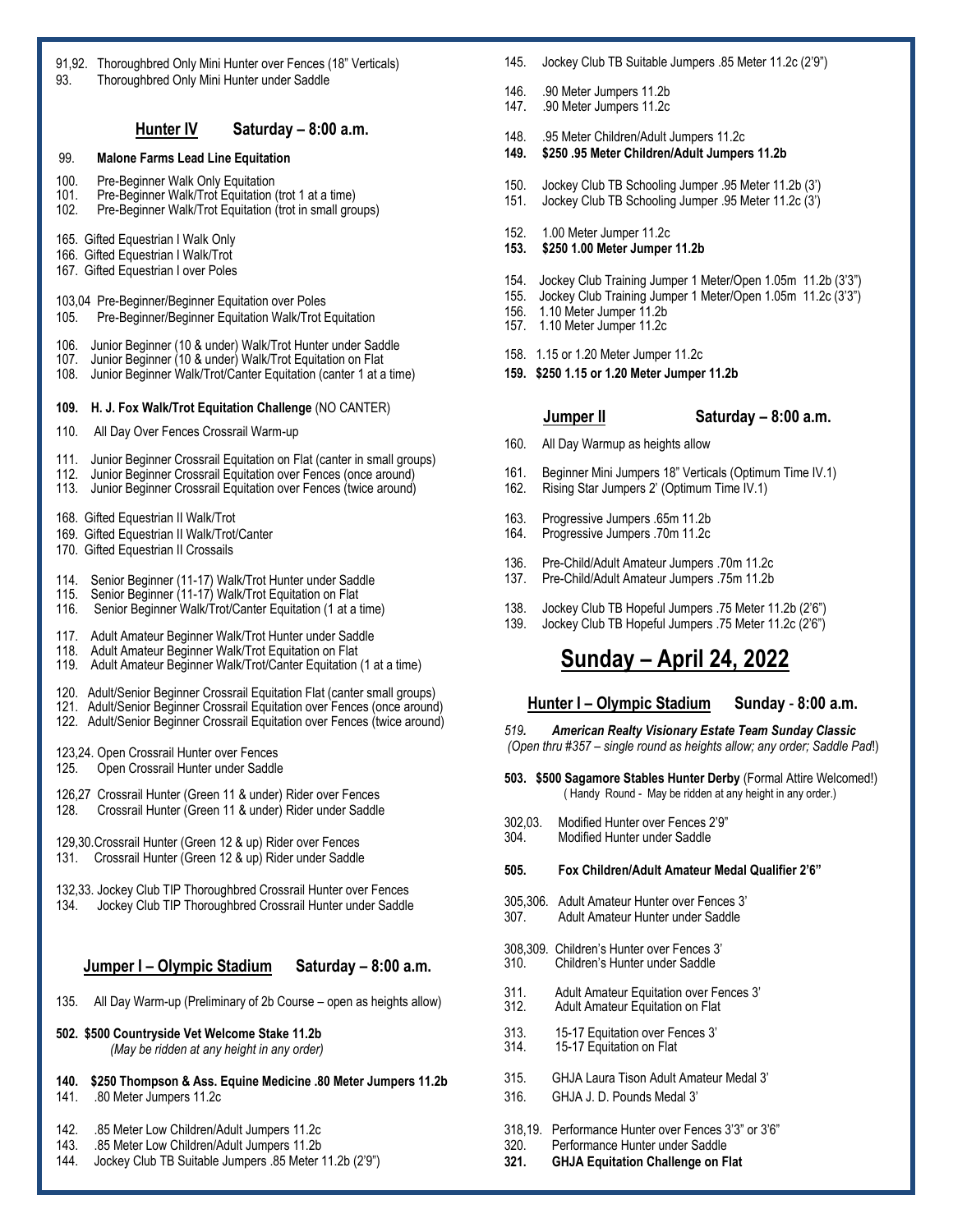91,92. Thoroughbred Only Mini Hunter over Fences (18" Verticals)
93. Thoroughbred Only Mini Hunter under Saddle

### Hunter IV Saturday – 8:00 a.m.

99. **Malone Farms Lead Line Equitation**

100. Pre-Beginner Walk Only Equitation
101. Pre-Beginner Walk/Trot Equitation (trot 1 at a time)
102. Pre-Beginner Walk/Trot Equitation (trot in small groups)

165. Gifted Equestrian I Walk Only
166. Gifted Equestrian I Walk/Trot
167. Gifted Equestrian I over Poles

103,04 Pre-Beginner/Beginner Equitation over Poles
105. Pre-Beginner/Beginner Equitation Walk/Trot Equitation

106. Junior Beginner (10 & under) Walk/Trot Hunter under Saddle
107. Junior Beginner (10 & under) Walk/Trot Equitation on Flat
108. Junior Beginner Walk/Trot/Canter Equitation (canter 1 at a time)

**109. H. J. Fox Walk/Trot Equitation Challenge** (NO CANTER)

110. All Day Over Fences Crossrail Warm-up

111. Junior Beginner Crossrail Equitation on Flat (canter in small groups)
112. Junior Beginner Crossrail Equitation over Fences (once around)
113. Junior Beginner Crossrail Equitation over Fences (twice around)

168. Gifted Equestrian II Walk/Trot
169. Gifted Equestrian II Walk/Trot/Canter
170. Gifted Equestrian II Crossails

114. Senior Beginner (11-17) Walk/Trot Hunter under Saddle
115. Senior Beginner (11-17) Walk/Trot Equitation on Flat
116. Senior Beginner Walk/Trot/Canter Equitation (1 at a time)

117. Adult Amateur Beginner Walk/Trot Hunter under Saddle
118. Adult Amateur Beginner Walk/Trot Equitation on Flat
119. Adult Amateur Beginner Walk/Trot/Canter Equitation (1 at a time)

120. Adult/Senior Beginner Crossrail Equitation Flat (canter small groups)
121. Adult/Senior Beginner Crossrail Equitation over Fences (once around)
122. Adult/Senior Beginner Crossrail Equitation over Fences (twice around)

123,24. Open Crossrail Hunter over Fences
125. Open Crossrail Hunter under Saddle

126,27 Crossrail Hunter (Green 11 & under) Rider over Fences
128. Crossrail Hunter (Green 11 & under) Rider under Saddle

129,30. Crossrail Hunter (Green 12 & up) Rider over Fences
131. Crossrail Hunter (Green 12 & up) Rider under Saddle

132,33. Jockey Club TIP Thoroughbred Crossrail Hunter over Fences
134. Jockey Club TIP Thoroughbred Crossrail Hunter under Saddle

### Jumper I – Olympic Stadium Saturday – 8:00 a.m.

135. All Day Warm-up (Preliminary of 2b Course – open as heights allow)

**502. $500 Countryside Vet Welcome Stake 11.2b**
*(May be ridden at any height in any order)*

**140. $250 Thompson & Ass. Equine Medicine .80 Meter Jumpers 11.2b**
141. .80 Meter Jumpers 11.2c

142. .85 Meter Low Children/Adult Jumpers 11.2c
143. .85 Meter Low Children/Adult Jumpers 11.2b
144. Jockey Club TB Suitable Jumpers .85 Meter 11.2b (2'9")
145. Jockey Club TB Suitable Jumpers .85 Meter 11.2c (2'9")

146. .90 Meter Jumpers 11.2b
147. .90 Meter Jumpers 11.2c

148. .95 Meter Children/Adult Jumpers 11.2c
**149. $250 .95 Meter Children/Adult Jumpers 11.2b**

150. Jockey Club TB Schooling Jumper .95 Meter 11.2b (3')
151. Jockey Club TB Schooling Jumper .95 Meter 11.2c (3')

152. 1.00 Meter Jumper 11.2c
**153. $250 1.00 Meter Jumper 11.2b**

154. Jockey Club Training Jumper 1 Meter/Open 1.05m 11.2b (3'3")
155. Jockey Club Training Jumper 1 Meter/Open 1.05m 11.2c (3'3")
156. 1.10 Meter Jumper 11.2b
157. 1.10 Meter Jumper 11.2c

158. 1.15 or 1.20 Meter Jumper 11.2c
**159. $250 1.15 or 1.20 Meter Jumper 11.2b**

### Jumper II Saturday – 8:00 a.m.

160. All Day Warmup as heights allow

161. Beginner Mini Jumpers 18" Verticals (Optimum Time IV.1)
162. Rising Star Jumpers 2' (Optimum Time IV.1)

163. Progressive Jumpers .65m 11.2b
164. Progressive Jumpers .70m 11.2c

136. Pre-Child/Adult Amateur Jumpers .70m 11.2c
137. Pre-Child/Adult Amateur Jumpers .75m 11.2b

138. Jockey Club TB Hopeful Jumpers .75 Meter 11.2b (2'6")
139. Jockey Club TB Hopeful Jumpers .75 Meter 11.2c (2'6")

## Sunday – April 24, 2022

### Hunter I – Olympic Stadium Sunday - 8:00 a.m.

***519. American Realty Visionary Estate Team Sunday Classic***
*(Open thru #357 – single round as heights allow; any order; Saddle Pad!)*

**503. $500 Sagamore Stables Hunter Derby** (Formal Attire Welcomed!)
( Handy Round - May be ridden at any height in any order.)

302,03. Modified Hunter over Fences 2'9"
304. Modified Hunter under Saddle

**505. Fox Children/Adult Amateur Medal Qualifier 2'6"**

305,306. Adult Amateur Hunter over Fences 3'
307. Adult Amateur Hunter under Saddle

308,309. Children's Hunter over Fences 3'
310. Children's Hunter under Saddle

311. Adult Amateur Equitation over Fences 3'
312. Adult Amateur Equitation on Flat

313. 15-17 Equitation over Fences 3'
314. 15-17 Equitation on Flat

315. GHJA Laura Tison Adult Amateur Medal 3'
316. GHJA J. D. Pounds Medal 3'

318,19. Performance Hunter over Fences 3'3" or 3'6"
320. Performance Hunter under Saddle
**321. GHJA Equitation Challenge on Flat**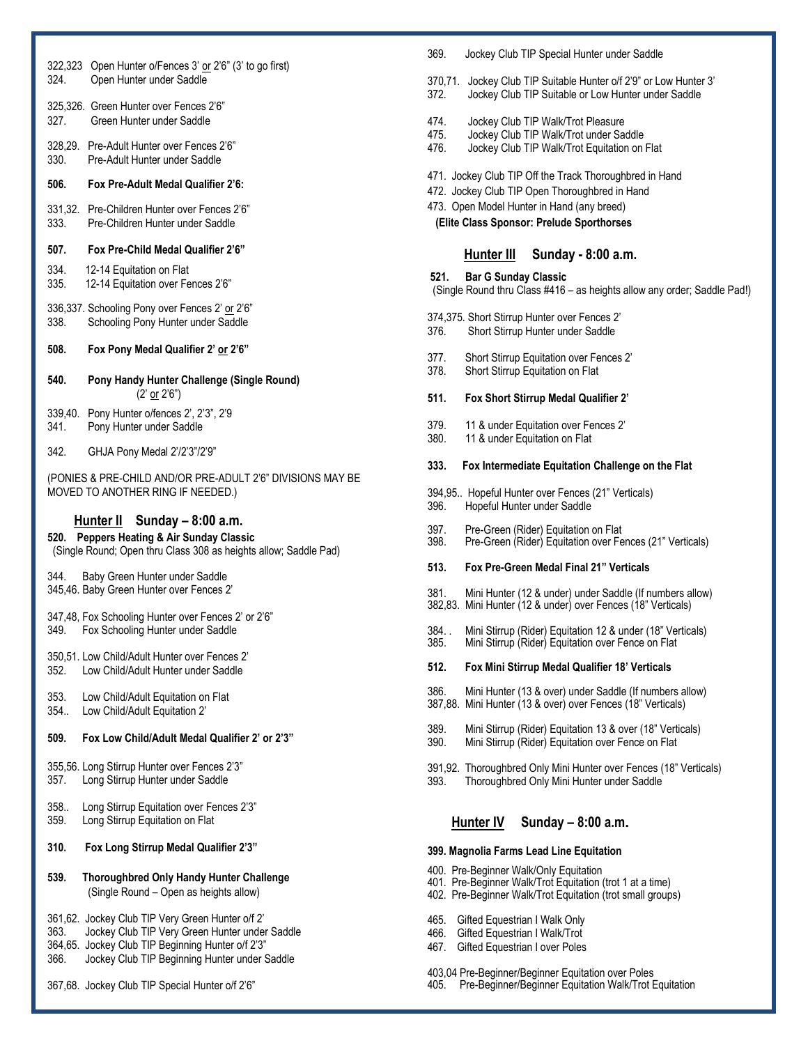322,323 Open Hunter o/Fences 3' or 2'6" (3' to go first)
324. Open Hunter under Saddle

325,326. Green Hunter over Fences 2'6"
327. Green Hunter under Saddle

328,29. Pre-Adult Hunter over Fences 2'6"
330. Pre-Adult Hunter under Saddle

**506. Fox Pre-Adult Medal Qualifier 2'6:**

331,32. Pre-Children Hunter over Fences 2'6"
333. Pre-Children Hunter under Saddle

**507. Fox Pre-Child Medal Qualifier 2'6"**

334. 12-14 Equitation on Flat
335. 12-14 Equitation over Fences 2'6"

336,337. Schooling Pony over Fences 2' or 2'6"
338. Schooling Pony Hunter under Saddle

**508. Fox Pony Medal Qualifier 2' or 2'6"**

**540. Pony Handy Hunter Challenge (Single Round)**
(2' or 2'6")

339,40. Pony Hunter o/fences 2', 2'3", 2'9
341. Pony Hunter under Saddle

342. GHJA Pony Medal 2'/2'3"/2'9"

(PONIES & PRE-CHILD AND/OR PRE-ADULT 2'6" DIVISIONS MAY BE MOVED TO ANOTHER RING IF NEEDED.)

## Hunter II Sunday – 8:00 a.m.

**520. Peppers Heating & Air Sunday Classic**
(Single Round; Open thru Class 308 as heights allow; Saddle Pad)

344. Baby Green Hunter under Saddle
345,46. Baby Green Hunter over Fences 2'

347,48, Fox Schooling Hunter over Fences 2' or 2'6"
349. Fox Schooling Hunter under Saddle

350,51. Low Child/Adult Hunter over Fences 2'
352. Low Child/Adult Hunter under Saddle

353. Low Child/Adult Equitation on Flat
354.. Low Child/Adult Equitation 2'

**509. Fox Low Child/Adult Medal Qualifier 2' or 2'3"**

355,56. Long Stirrup Hunter over Fences 2'3"
357. Long Stirrup Hunter under Saddle

358.. Long Stirrup Equitation over Fences 2'3"
359. Long Stirrup Equitation on Flat

**310. Fox Long Stirrup Medal Qualifier 2'3"**

**539. Thoroughbred Only Handy Hunter Challenge**
(Single Round – Open as heights allow)

361,62. Jockey Club TIP Very Green Hunter o/f 2'
363. Jockey Club TIP Very Green Hunter under Saddle
364,65. Jockey Club TIP Beginning Hunter o/f 2'3"
366. Jockey Club TIP Beginning Hunter under Saddle

367,68. Jockey Club TIP Special Hunter o/f 2'6"
369. Jockey Club TIP Special Hunter under Saddle

370,71. Jockey Club TIP Suitable Hunter o/f 2'9" or Low Hunter 3'
372. Jockey Club TIP Suitable or Low Hunter under Saddle

474. Jockey Club TIP Walk/Trot Pleasure
475. Jockey Club TIP Walk/Trot under Saddle
476. Jockey Club TIP Walk/Trot Equitation on Flat

471. Jockey Club TIP Off the Track Thoroughbred in Hand
472. Jockey Club TIP Open Thoroughbred in Hand
473. Open Model Hunter in Hand (any breed)
**(Elite Class Sponsor: Prelude Sporthorses**

## Hunter III Sunday - 8:00 a.m.

**521. Bar G Sunday Classic**
(Single Round thru Class #416 – as heights allow any order; Saddle Pad!)

374,375. Short Stirrup Hunter over Fences 2'
376. Short Stirrup Hunter under Saddle

377. Short Stirrup Equitation over Fences 2'
378. Short Stirrup Equitation on Flat

**511. Fox Short Stirrup Medal Qualifier 2'**

379. 11 & under Equitation over Fences 2'
380. 11 & under Equitation on Flat

**333. Fox Intermediate Equitation Challenge on the Flat**

394,95.. Hopeful Hunter over Fences (21" Verticals)
396. Hopeful Hunter under Saddle

397. Pre-Green (Rider) Equitation on Flat
398. Pre-Green (Rider) Equitation over Fences (21" Verticals)

**513. Fox Pre-Green Medal Final 21" Verticals**

381. Mini Hunter (12 & under) under Saddle (If numbers allow)
382,83. Mini Hunter (12 & under) over Fences (18" Verticals)

384. . Mini Stirrup (Rider) Equitation 12 & under (18" Verticals)
385. Mini Stirrup (Rider) Equitation over Fence on Flat

**512. Fox Mini Stirrup Medal Qualifier 18' Verticals**

386. Mini Hunter (13 & over) under Saddle (If numbers allow)
387,88. Mini Hunter (13 & over) over Fences (18" Verticals)

389. Mini Stirrup (Rider) Equitation 13 & over (18" Verticals)
390. Mini Stirrup (Rider) Equitation over Fence on Flat

391,92. Thoroughbred Only Mini Hunter over Fences (18" Verticals)
393. Thoroughbred Only Mini Hunter under Saddle

## Hunter IV Sunday – 8:00 a.m.

**399. Magnolia Farms Lead Line Equitation**

400. Pre-Beginner Walk/Only Equitation
401. Pre-Beginner Walk/Trot Equitation (trot 1 at a time)
402. Pre-Beginner Walk/Trot Equitation (trot small groups)

465. Gifted Equestrian I Walk Only
466. Gifted Equestrian I Walk/Trot
467. Gifted Equestrian I over Poles

403,04 Pre-Beginner/Beginner Equitation over Poles
405. Pre-Beginner/Beginner Equitation Walk/Trot Equitation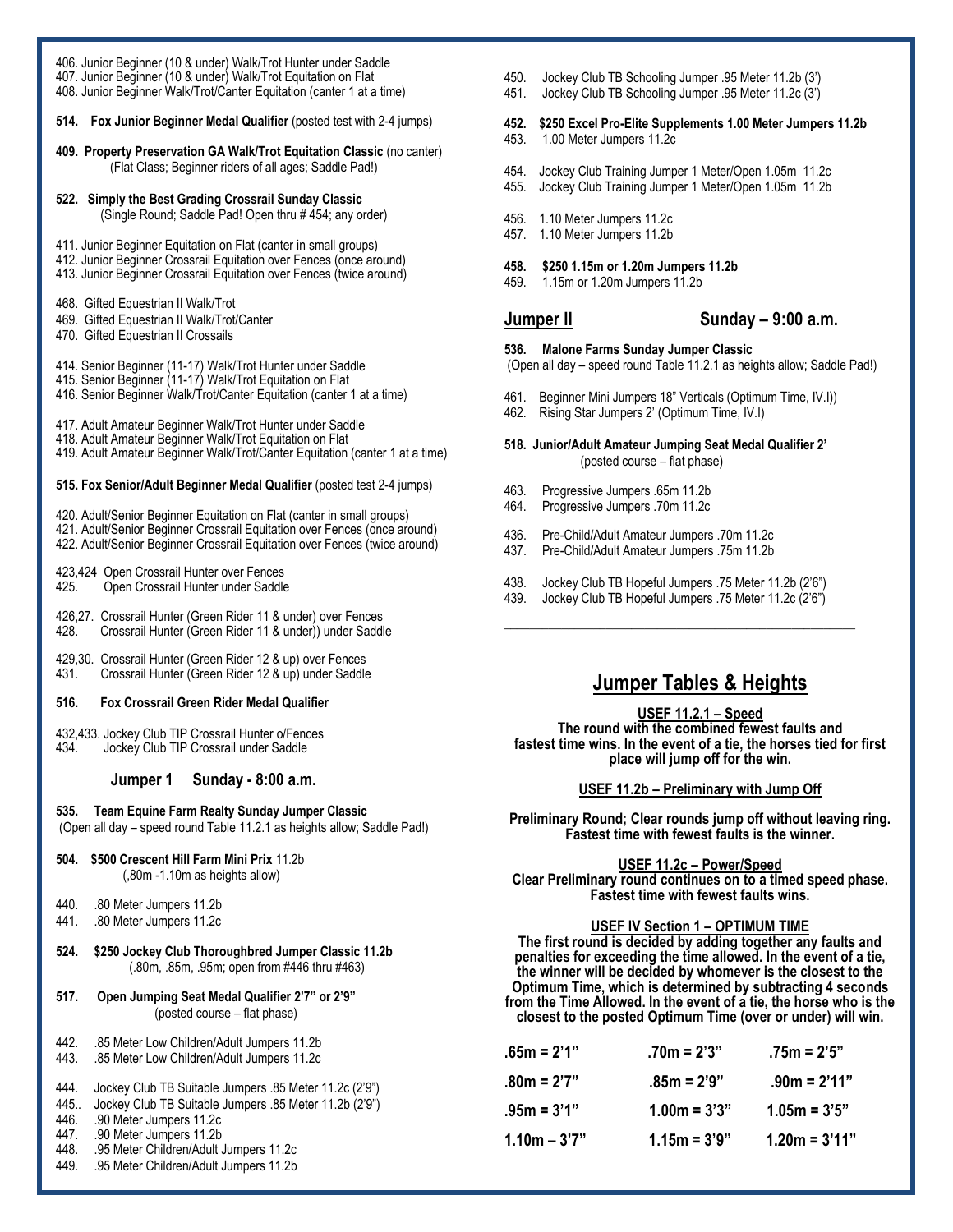406. Junior Beginner (10 & under) Walk/Trot Hunter under Saddle
407. Junior Beginner (10 & under) Walk/Trot Equitation on Flat
408. Junior Beginner Walk/Trot/Canter Equitation (canter 1 at a time)

**514. Fox Junior Beginner Medal Qualifier** (posted test with 2-4 jumps)

**409. Property Preservation GA Walk/Trot Equitation Classic** (no canter)
(Flat Class; Beginner riders of all ages; Saddle Pad!)

**522. Simply the Best Grading Crossrail Sunday Classic**
(Single Round; Saddle Pad! Open thru # 454; any order)

411. Junior Beginner Equitation on Flat (canter in small groups)
412. Junior Beginner Crossrail Equitation over Fences (once around)
413. Junior Beginner Crossrail Equitation over Fences (twice around)

468. Gifted Equestrian II Walk/Trot
469. Gifted Equestrian II Walk/Trot/Canter
470. Gifted Equestrian II Crossails

414. Senior Beginner (11-17) Walk/Trot Hunter under Saddle
415. Senior Beginner (11-17) Walk/Trot Equitation on Flat
416. Senior Beginner Walk/Trot/Canter Equitation (canter 1 at a time)

417. Adult Amateur Beginner Walk/Trot Hunter under Saddle
418. Adult Amateur Beginner Walk/Trot Equitation on Flat
419. Adult Amateur Beginner Walk/Trot/Canter Equitation (canter 1 at a time)

**515. Fox Senior/Adult Beginner Medal Qualifier** (posted test 2-4 jumps)

420. Adult/Senior Beginner Equitation on Flat (canter in small groups)
421. Adult/Senior Beginner Crossrail Equitation over Fences (once around)
422. Adult/Senior Beginner Crossrail Equitation over Fences (twice around)

423,424 Open Crossrail Hunter over Fences
425. Open Crossrail Hunter under Saddle

426,27. Crossrail Hunter (Green Rider 11 & under) over Fences
428. Crossrail Hunter (Green Rider 11 & under)) under Saddle

429,30. Crossrail Hunter (Green Rider 12 & up) over Fences
431. Crossrail Hunter (Green Rider 12 & up) under Saddle

**516. Fox Crossrail Green Rider Medal Qualifier**

432,433. Jockey Club TIP Crossrail Hunter o/Fences
434. Jockey Club TIP Crossrail under Saddle

## Jumper 1 Sunday - 8:00 a.m.

**535. Team Equine Farm Realty Sunday Jumper Classic**
(Open all day – speed round Table 11.2.1 as heights allow; Saddle Pad!)

**504. $500 Crescent Hill Farm Mini Prix** 11.2b
(,80m -1.10m as heights allow)

440. .80 Meter Jumpers 11.2b
441. .80 Meter Jumpers 11.2c

**524. $250 Jockey Club Thoroughbred Jumper Classic 11.2b**
(.80m, .85m, .95m; open from #446 thru #463)

**517. Open Jumping Seat Medal Qualifier 2'7" or 2'9"**
(posted course – flat phase)

442. .85 Meter Low Children/Adult Jumpers 11.2b
443. .85 Meter Low Children/Adult Jumpers 11.2c

444. Jockey Club TB Suitable Jumpers .85 Meter 11.2c (2'9")
445.. Jockey Club TB Suitable Jumpers .85 Meter 11.2b (2'9")
446. .90 Meter Jumpers 11.2c
447. .90 Meter Jumpers 11.2b
448. .95 Meter Children/Adult Jumpers 11.2c
449. .95 Meter Children/Adult Jumpers 11.2b

450. Jockey Club TB Schooling Jumper .95 Meter 11.2b (3')
451. Jockey Club TB Schooling Jumper .95 Meter 11.2c (3')

**452. $250 Excel Pro-Elite Supplements 1.00 Meter Jumpers 11.2b**
453. 1.00 Meter Jumpers 11.2c

454. Jockey Club Training Jumper 1 Meter/Open 1.05m 11.2c
455. Jockey Club Training Jumper 1 Meter/Open 1.05m 11.2b

456. 1.10 Meter Jumpers 11.2c
457. 1.10 Meter Jumpers 11.2b

**458. $250 1.15m or 1.20m Jumpers 11.2b**
459. 1.15m or 1.20m Jumpers 11.2b

## Jumper II Sunday – 9:00 a.m.

**536. Malone Farms Sunday Jumper Classic**
(Open all day – speed round Table 11.2.1 as heights allow; Saddle Pad!)

461. Beginner Mini Jumpers 18" Verticals (Optimum Time, IV.I))
462. Rising Star Jumpers 2' (Optimum Time, IV.I)

**518. Junior/Adult Amateur Jumping Seat Medal Qualifier 2'**
(posted course – flat phase)

463. Progressive Jumpers .65m 11.2b
464. Progressive Jumpers .70m 11.2c

436. Pre-Child/Adult Amateur Jumpers .70m 11.2c
437. Pre-Child/Adult Amateur Jumpers .75m 11.2b

438. Jockey Club TB Hopeful Jumpers .75 Meter 11.2b (2'6")
439. Jockey Club TB Hopeful Jumpers .75 Meter 11.2c (2'6")

---

## Jumper Tables & Heights

**USEF 11.2.1 – Speed**
**The round with the combined fewest faults and fastest time wins. In the event of a tie, the horses tied for first place will jump off for the win.**

**USEF 11.2b – Preliminary with Jump Off**

**Preliminary Round; Clear rounds jump off without leaving ring. Fastest time with fewest faults is the winner.**

**USEF 11.2c – Power/Speed**
**Clear Preliminary round continues on to a timed speed phase. Fastest time with fewest faults wins.**

**USEF IV Section 1 – OPTIMUM TIME**
**The first round is decided by adding together any faults and penalties for exceeding the time allowed. In the event of a tie, the winner will be decided by whomever is the closest to the Optimum Time, which is determined by subtracting 4 seconds from the Time Allowed. In the event of a tie, the horse who is the closest to the posted Optimum Time (over or under) will win.**

| | | |
|---|---|---|
| **.65m = 2'1"** | **.70m = 2'3"** | **.75m = 2'5"** |
| **.80m = 2'7"** | **.85m = 2'9"** | **.90m = 2'11"** |
| **.95m = 3'1"** | **1.00m = 3'3"** | **1.05m = 3'5"** |
| **1.10m – 3'7"** | **1.15m = 3'9"** | **1.20m = 3'11"** |